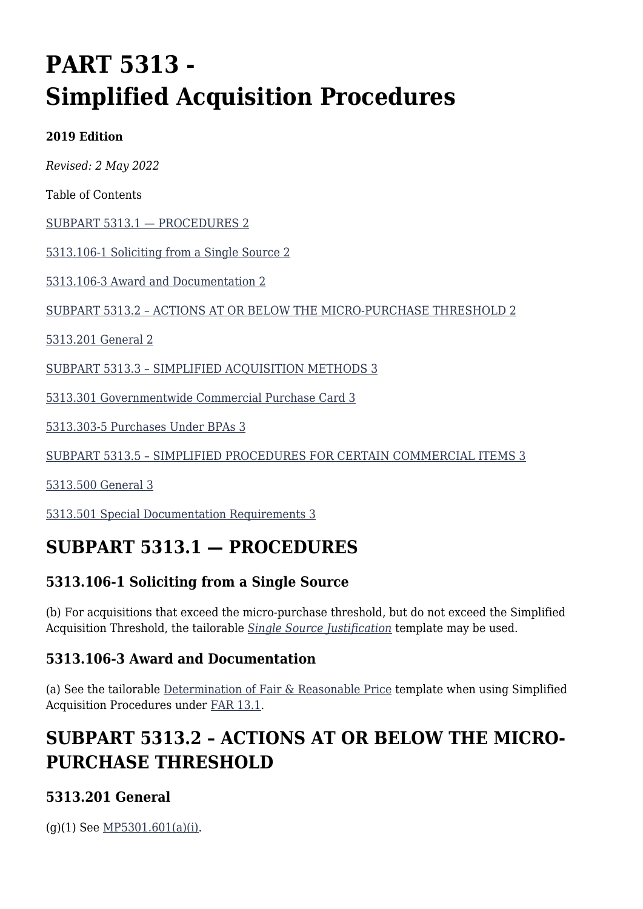# PART 5313 - Simplified Acquisition Procedures

**2019 Edition**

*Revised: 2 May 2022*

Table of Contents

SUBPART 5313.1 — PROCEDURES 2

5313.106-1 Soliciting from a Single Source 2

5313.106-3 Award and Documentation 2

SUBPART 5313.2 – ACTIONS AT OR BELOW THE MICRO-PURCHASE THRESHOLD 2

5313.201 General 2

SUBPART 5313.3 – SIMPLIFIED ACQUISITION METHODS 3

5313.301 Governmentwide Commercial Purchase Card 3

5313.303-5 Purchases Under BPAs 3

SUBPART 5313.5 – SIMPLIFIED PROCEDURES FOR CERTAIN COMMERCIAL ITEMS 3

5313.500 General 3

5313.501 Special Documentation Requirements 3

## SUBPART 5313.1 — PROCEDURES

### 5313.106-1 Soliciting from a Single Source

(b) For acquisitions that exceed the micro-purchase threshold, but do not exceed the Simplified Acquisition Threshold, the tailorable *Single Source Justification* template may be used.

### 5313.106-3 Award and Documentation

(a) See the tailorable Determination of Fair & Reasonable Price template when using Simplified Acquisition Procedures under FAR 13.1.

## SUBPART 5313.2 – ACTIONS AT OR BELOW THE MICRO-PURCHASE THRESHOLD

### 5313.201 General

(g)(1) See MP5301.601(a)(i).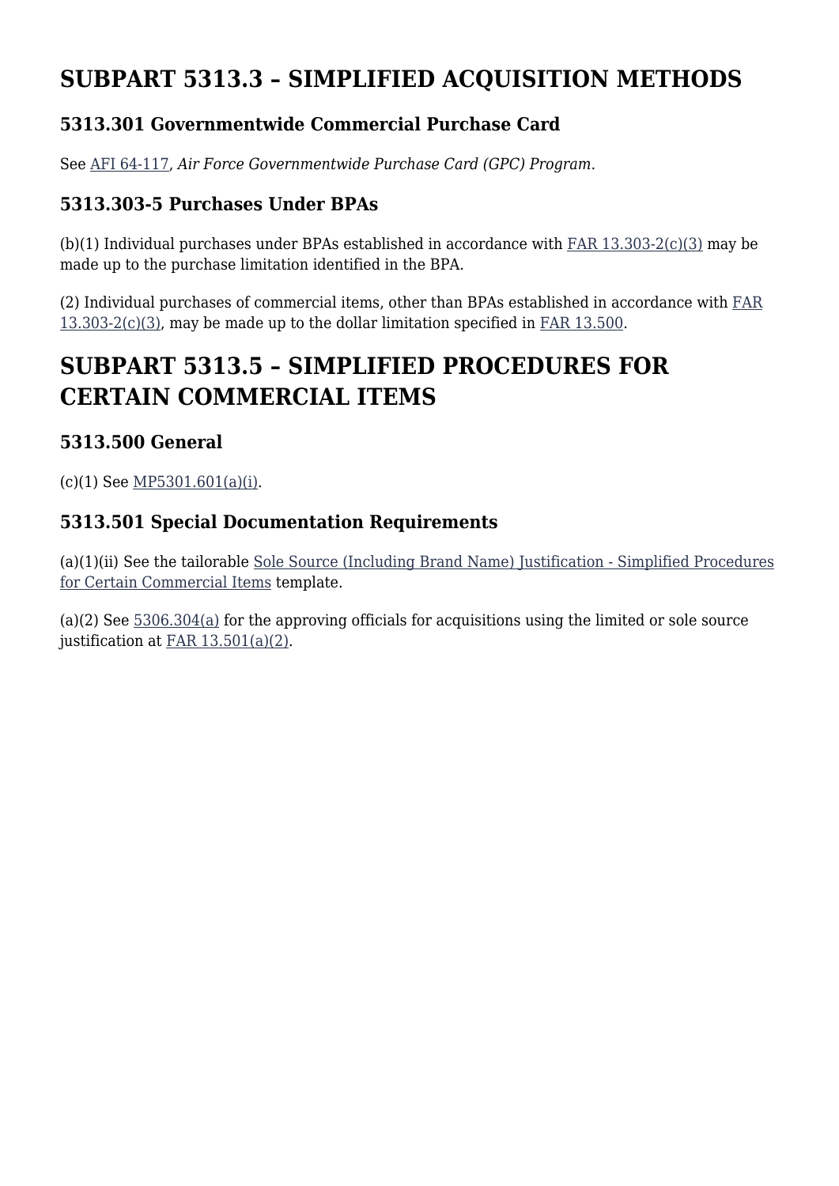# SUBPART 5313.3 – SIMPLIFIED ACQUISITION METHODS

## 5313.301 Governmentwide Commercial Purchase Card

See AFI 64-117, *Air Force Governmentwide Purchase Card (GPC) Program*.

## 5313.303-5 Purchases Under BPAs

(b)(1) Individual purchases under BPAs established in accordance with FAR 13.303-2(c)(3) may be made up to the purchase limitation identified in the BPA.

(2) Individual purchases of commercial items, other than BPAs established in accordance with FAR 13.303-2(c)(3), may be made up to the dollar limitation specified in FAR 13.500.

# SUBPART 5313.5 – SIMPLIFIED PROCEDURES FOR CERTAIN COMMERCIAL ITEMS

## 5313.500 General

(c)(1) See MP5301.601(a)(i).

## 5313.501 Special Documentation Requirements

(a)(1)(ii) See the tailorable Sole Source (Including Brand Name) Justification - Simplified Procedures for Certain Commercial Items template.

(a)(2) See 5306.304(a) for the approving officials for acquisitions using the limited or sole source justification at FAR 13.501(a)(2).